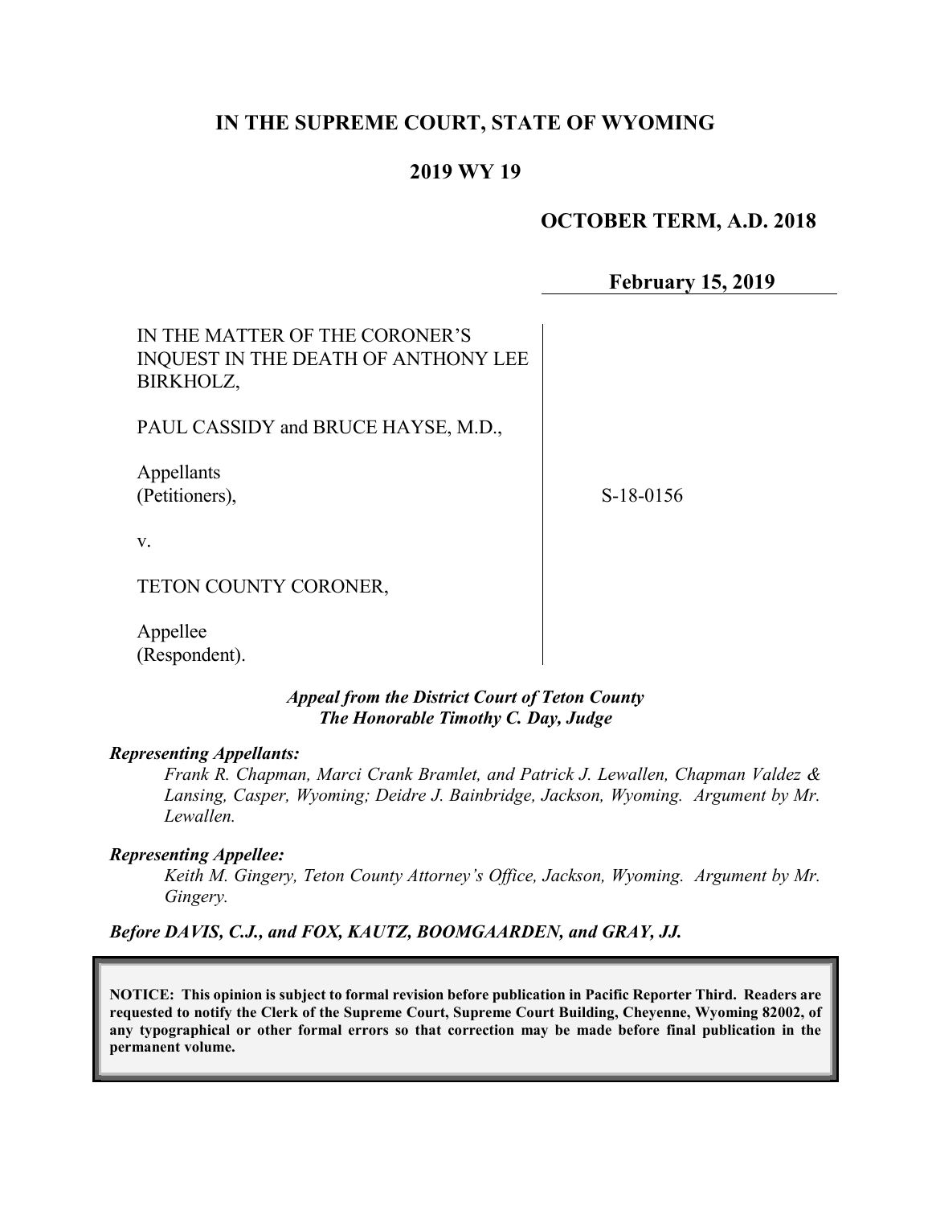# IN THE SUPREME COURT, STATE OF WYOMING

## 2019 WY 19

**OCTOBER TERM, A.D. 2018**

**February 15, 2019**

IN THE MATTER OF THE CORONER'S INQUEST IN THE DEATH OF ANTHONY LEE BIRKHOLZ,

PAUL CASSIDY and BRUCE HAYSE, M.D.,

Appellants (Petitioners),

v.

TETON COUNTY CORONER,

Appellee (Respondent).

S-18-0156

***Appeal from the District Court of Teton County***
***The Honorable Timothy C. Day, Judge***

***Representing Appellants:***

*Frank R. Chapman, Marci Crank Bramlet, and Patrick J. Lewallen, Chapman Valdez & Lansing, Casper, Wyoming; Deidre J. Bainbridge, Jackson, Wyoming. Argument by Mr. Lewallen.*

***Representing Appellee:***

*Keith M. Gingery, Teton County Attorney's Office, Jackson, Wyoming. Argument by Mr. Gingery.*

***Before DAVIS, C.J., and FOX, KAUTZ, BOOMGAARDEN, and GRAY, JJ.***

**NOTICE: This opinion is subject to formal revision before publication in Pacific Reporter Third. Readers are requested to notify the Clerk of the Supreme Court, Supreme Court Building, Cheyenne, Wyoming 82002, of any typographical or other formal errors so that correction may be made before final publication in the permanent volume.**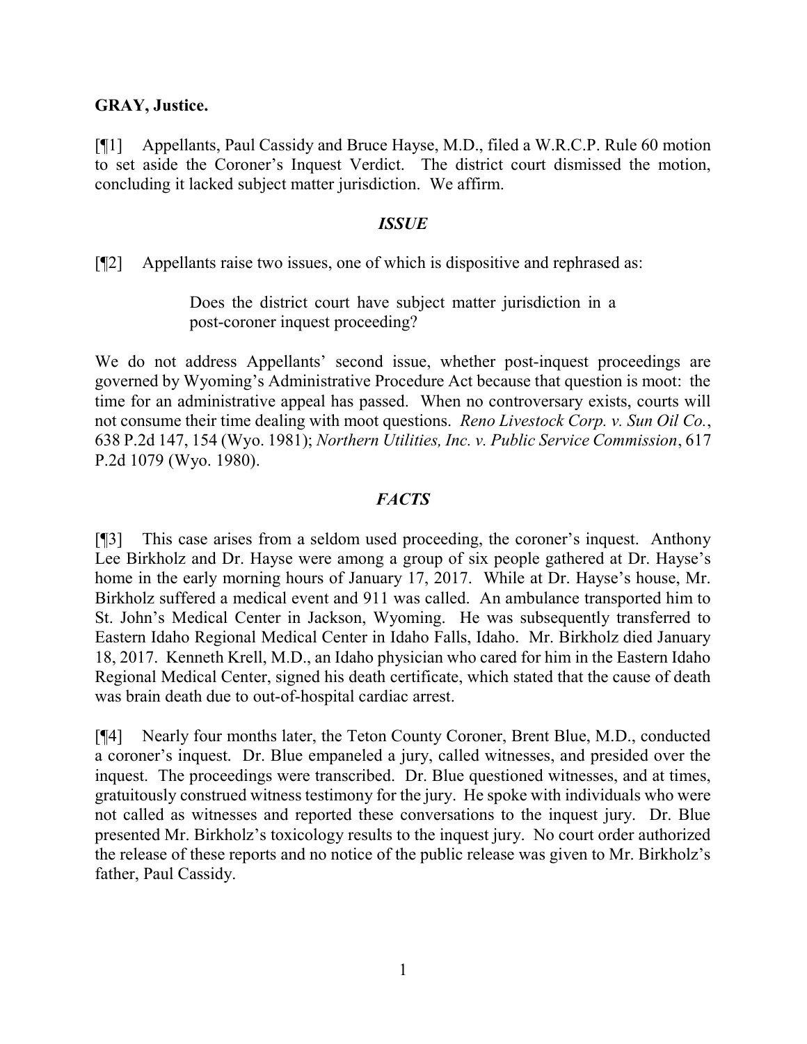**GRAY, Justice.**

[¶1] Appellants, Paul Cassidy and Bruce Hayse, M.D., filed a W.R.C.P. Rule 60 motion to set aside the Coroner's Inquest Verdict. The district court dismissed the motion, concluding it lacked subject matter jurisdiction. We affirm.

### *ISSUE*

[¶2] Appellants raise two issues, one of which is dispositive and rephrased as:

> Does the district court have subject matter jurisdiction in a post-coroner inquest proceeding?

We do not address Appellants' second issue, whether post-inquest proceedings are governed by Wyoming's Administrative Procedure Act because that question is moot: the time for an administrative appeal has passed. When no controversary exists, courts will not consume their time dealing with moot questions. *Reno Livestock Corp. v. Sun Oil Co.*, 638 P.2d 147, 154 (Wyo. 1981); *Northern Utilities, Inc. v. Public Service Commission*, 617 P.2d 1079 (Wyo. 1980).

### *FACTS*

[¶3] This case arises from a seldom used proceeding, the coroner's inquest. Anthony Lee Birkholz and Dr. Hayse were among a group of six people gathered at Dr. Hayse's home in the early morning hours of January 17, 2017. While at Dr. Hayse's house, Mr. Birkholz suffered a medical event and 911 was called. An ambulance transported him to St. John's Medical Center in Jackson, Wyoming. He was subsequently transferred to Eastern Idaho Regional Medical Center in Idaho Falls, Idaho. Mr. Birkholz died January 18, 2017. Kenneth Krell, M.D., an Idaho physician who cared for him in the Eastern Idaho Regional Medical Center, signed his death certificate, which stated that the cause of death was brain death due to out-of-hospital cardiac arrest.

[¶4] Nearly four months later, the Teton County Coroner, Brent Blue, M.D., conducted a coroner's inquest. Dr. Blue empaneled a jury, called witnesses, and presided over the inquest. The proceedings were transcribed. Dr. Blue questioned witnesses, and at times, gratuitously construed witness testimony for the jury. He spoke with individuals who were not called as witnesses and reported these conversations to the inquest jury. Dr. Blue presented Mr. Birkholz's toxicology results to the inquest jury. No court order authorized the release of these reports and no notice of the public release was given to Mr. Birkholz's father, Paul Cassidy.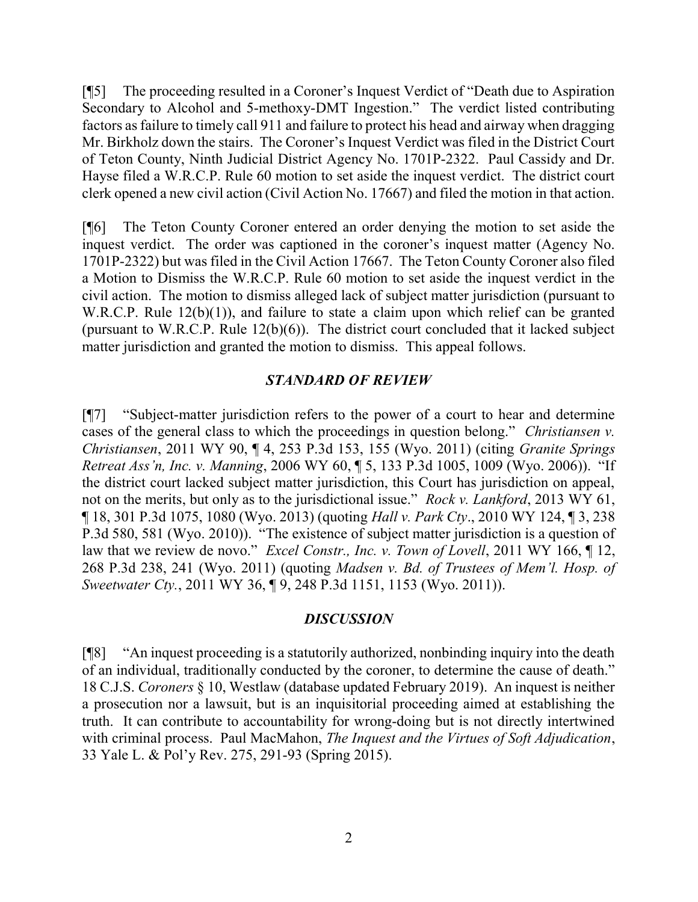[¶5] The proceeding resulted in a Coroner's Inquest Verdict of "Death due to Aspiration Secondary to Alcohol and 5-methoxy-DMT Ingestion." The verdict listed contributing factors as failure to timely call 911 and failure to protect his head and airway when dragging Mr. Birkholz down the stairs. The Coroner's Inquest Verdict was filed in the District Court of Teton County, Ninth Judicial District Agency No. 1701P-2322. Paul Cassidy and Dr. Hayse filed a W.R.C.P. Rule 60 motion to set aside the inquest verdict. The district court clerk opened a new civil action (Civil Action No. 17667) and filed the motion in that action.

[¶6] The Teton County Coroner entered an order denying the motion to set aside the inquest verdict. The order was captioned in the coroner's inquest matter (Agency No. 1701P-2322) but was filed in the Civil Action 17667. The Teton County Coroner also filed a Motion to Dismiss the W.R.C.P. Rule 60 motion to set aside the inquest verdict in the civil action. The motion to dismiss alleged lack of subject matter jurisdiction (pursuant to W.R.C.P. Rule 12(b)(1)), and failure to state a claim upon which relief can be granted (pursuant to W.R.C.P. Rule 12(b)(6)). The district court concluded that it lacked subject matter jurisdiction and granted the motion to dismiss. This appeal follows.

### *STANDARD OF REVIEW*

[¶7] "Subject-matter jurisdiction refers to the power of a court to hear and determine cases of the general class to which the proceedings in question belong." *Christiansen v. Christiansen*, 2011 WY 90, ¶ 4, 253 P.3d 153, 155 (Wyo. 2011) (citing *Granite Springs Retreat Ass'n, Inc. v. Manning*, 2006 WY 60, ¶ 5, 133 P.3d 1005, 1009 (Wyo. 2006)). "If the district court lacked subject matter jurisdiction, this Court has jurisdiction on appeal, not on the merits, but only as to the jurisdictional issue." *Rock v. Lankford*, 2013 WY 61, ¶ 18, 301 P.3d 1075, 1080 (Wyo. 2013) (quoting *Hall v. Park Cty*., 2010 WY 124, ¶ 3, 238 P.3d 580, 581 (Wyo. 2010)). "The existence of subject matter jurisdiction is a question of law that we review de novo." *Excel Constr., Inc. v. Town of Lovell*, 2011 WY 166, ¶ 12, 268 P.3d 238, 241 (Wyo. 2011) (quoting *Madsen v. Bd. of Trustees of Mem'l. Hosp. of Sweetwater Cty.*, 2011 WY 36, ¶ 9, 248 P.3d 1151, 1153 (Wyo. 2011)).

### *DISCUSSION*

[¶8] "An inquest proceeding is a statutorily authorized, nonbinding inquiry into the death of an individual, traditionally conducted by the coroner, to determine the cause of death." 18 C.J.S. *Coroners* § 10, Westlaw (database updated February 2019). An inquest is neither a prosecution nor a lawsuit, but is an inquisitorial proceeding aimed at establishing the truth. It can contribute to accountability for wrong-doing but is not directly intertwined with criminal process. Paul MacMahon, *The Inquest and the Virtues of Soft Adjudication*, 33 Yale L. & Pol'y Rev. 275, 291-93 (Spring 2015).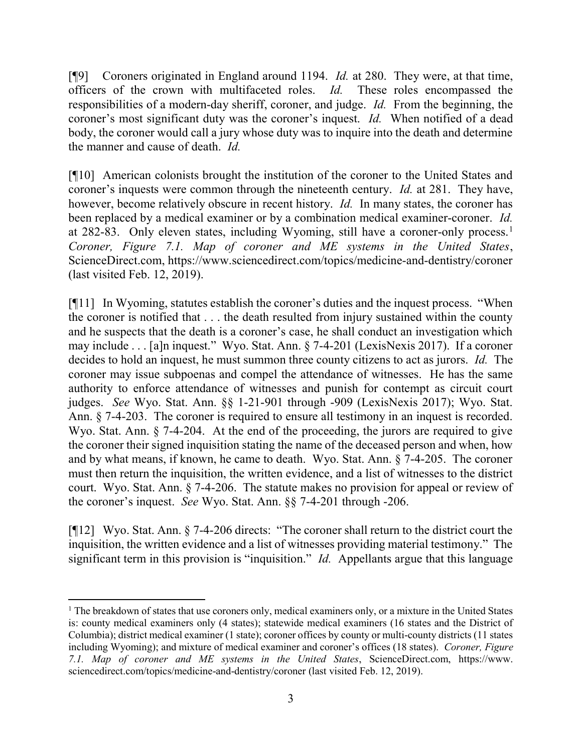[¶9] Coroners originated in England around 1194. *Id.* at 280. They were, at that time, officers of the crown with multifaceted roles. *Id.* These roles encompassed the responsibilities of a modern-day sheriff, coroner, and judge. *Id.* From the beginning, the coroner's most significant duty was the coroner's inquest. *Id.* When notified of a dead body, the coroner would call a jury whose duty was to inquire into the death and determine the manner and cause of death. *Id.*

[¶10] American colonists brought the institution of the coroner to the United States and coroner's inquests were common through the nineteenth century. *Id.* at 281. They have, however, become relatively obscure in recent history. *Id.* In many states, the coroner has been replaced by a medical examiner or by a combination medical examiner-coroner. *Id.* at 282-83. Only eleven states, including Wyoming, still have a coroner-only process.[1] *Coroner, Figure 7.1. Map of coroner and ME systems in the United States*, ScienceDirect.com, https://www.sciencedirect.com/topics/medicine-and-dentistry/coroner (last visited Feb. 12, 2019).

[¶11] In Wyoming, statutes establish the coroner's duties and the inquest process. "When the coroner is notified that . . . the death resulted from injury sustained within the county and he suspects that the death is a coroner's case, he shall conduct an investigation which may include . . . [a]n inquest." Wyo. Stat. Ann. § 7-4-201 (LexisNexis 2017). If a coroner decides to hold an inquest, he must summon three county citizens to act as jurors. *Id.* The coroner may issue subpoenas and compel the attendance of witnesses. He has the same authority to enforce attendance of witnesses and punish for contempt as circuit court judges. *See* Wyo. Stat. Ann. §§ 1-21-901 through -909 (LexisNexis 2017); Wyo. Stat. Ann. § 7-4-203. The coroner is required to ensure all testimony in an inquest is recorded. Wyo. Stat. Ann. § 7-4-204. At the end of the proceeding, the jurors are required to give the coroner their signed inquisition stating the name of the deceased person and when, how and by what means, if known, he came to death. Wyo. Stat. Ann. § 7-4-205. The coroner must then return the inquisition, the written evidence, and a list of witnesses to the district court. Wyo. Stat. Ann. § 7-4-206. The statute makes no provision for appeal or review of the coroner's inquest. *See* Wyo. Stat. Ann. §§ 7-4-201 through -206.

[¶12] Wyo. Stat. Ann. § 7-4-206 directs: "The coroner shall return to the district court the inquisition, the written evidence and a list of witnesses providing material testimony." The significant term in this provision is "inquisition." *Id.* Appellants argue that this language

---

[1] The breakdown of states that use coroners only, medical examiners only, or a mixture in the United States is: county medical examiners only (4 states); statewide medical examiners (16 states and the District of Columbia); district medical examiner (1 state); coroner offices by county or multi-county districts (11 states including Wyoming); and mixture of medical examiner and coroner's offices (18 states). *Coroner, Figure 7.1. Map of coroner and ME systems in the United States*, ScienceDirect.com, https://www.sciencedirect.com/topics/medicine-and-dentistry/coroner (last visited Feb. 12, 2019).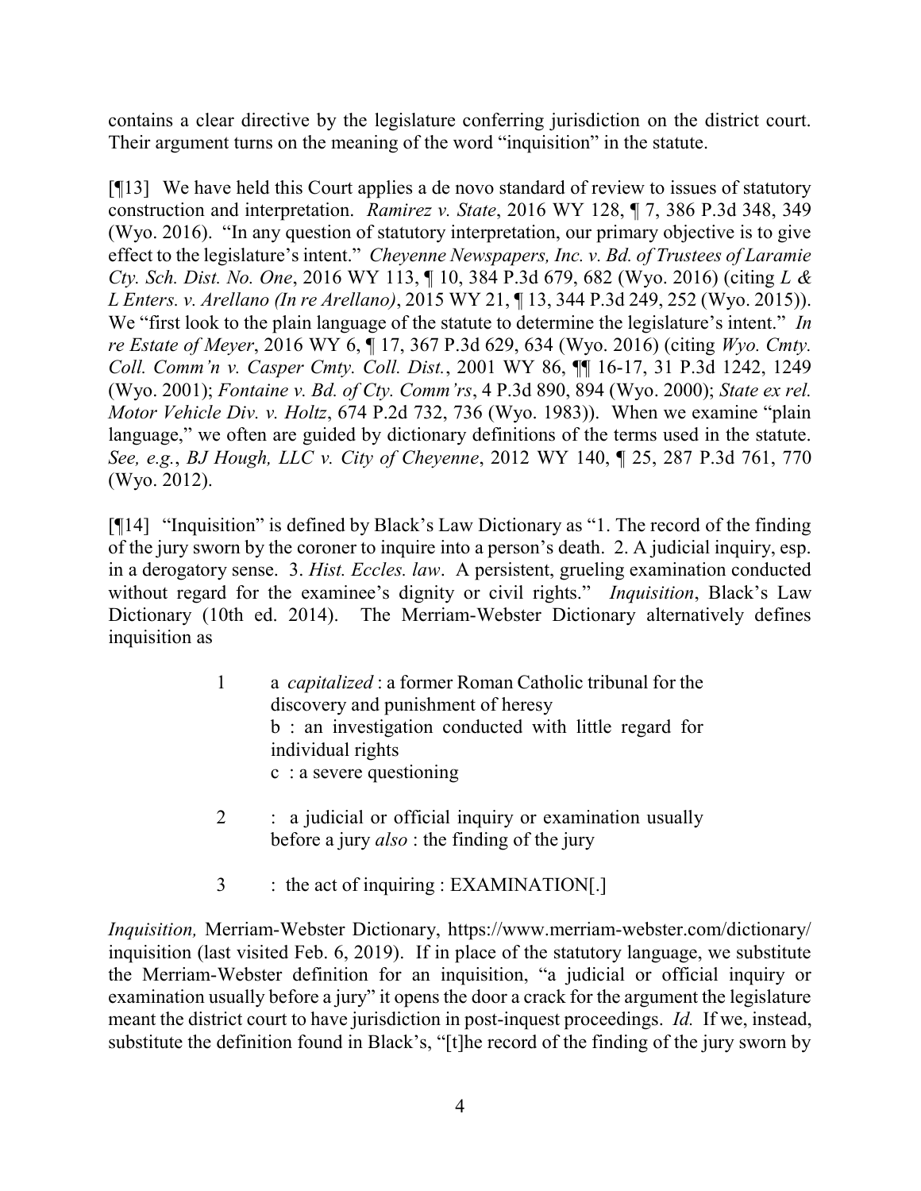contains a clear directive by the legislature conferring jurisdiction on the district court. Their argument turns on the meaning of the word "inquisition" in the statute.

[¶13] We have held this Court applies a de novo standard of review to issues of statutory construction and interpretation. *Ramirez v. State*, 2016 WY 128, ¶ 7, 386 P.3d 348, 349 (Wyo. 2016). "In any question of statutory interpretation, our primary objective is to give effect to the legislature's intent." *Cheyenne Newspapers, Inc. v. Bd. of Trustees of Laramie Cty. Sch. Dist. No. One*, 2016 WY 113, ¶ 10, 384 P.3d 679, 682 (Wyo. 2016) (citing *L & L Enters. v. Arellano (In re Arellano)*, 2015 WY 21, ¶ 13, 344 P.3d 249, 252 (Wyo. 2015)). We "first look to the plain language of the statute to determine the legislature's intent." *In re Estate of Meyer*, 2016 WY 6, ¶ 17, 367 P.3d 629, 634 (Wyo. 2016) (citing *Wyo. Cmty. Coll. Comm'n v. Casper Cmty. Coll. Dist.*, 2001 WY 86, ¶¶ 16-17, 31 P.3d 1242, 1249 (Wyo. 2001); *Fontaine v. Bd. of Cty. Comm'rs*, 4 P.3d 890, 894 (Wyo. 2000); *State ex rel. Motor Vehicle Div. v. Holtz*, 674 P.2d 732, 736 (Wyo. 1983)). When we examine "plain language," we often are guided by dictionary definitions of the terms used in the statute. *See, e.g.*, *BJ Hough, LLC v. City of Cheyenne*, 2012 WY 140, ¶ 25, 287 P.3d 761, 770 (Wyo. 2012).

[¶14] "Inquisition" is defined by Black's Law Dictionary as "1. The record of the finding of the jury sworn by the coroner to inquire into a person's death. 2. A judicial inquiry, esp. in a derogatory sense. 3. *Hist. Eccles. law*. A persistent, grueling examination conducted without regard for the examinee's dignity or civil rights." *Inquisition*, Black's Law Dictionary (10th ed. 2014). The Merriam-Webster Dictionary alternatively defines inquisition as

> 1 a *capitalized* : a former Roman Catholic tribunal for the discovery and punishment of heresy
> b : an investigation conducted with little regard for individual rights
> c : a severe questioning
>
> 2 : a judicial or official inquiry or examination usually before a jury *also* : the finding of the jury
>
> 3 : the act of inquiring : EXAMINATION[.]

*Inquisition,* Merriam-Webster Dictionary, https://www.merriam-webster.com/dictionary/inquisition (last visited Feb. 6, 2019). If in place of the statutory language, we substitute the Merriam-Webster definition for an inquisition, "a judicial or official inquiry or examination usually before a jury" it opens the door a crack for the argument the legislature meant the district court to have jurisdiction in post-inquest proceedings. *Id.* If we, instead, substitute the definition found in Black's, "[t]he record of the finding of the jury sworn by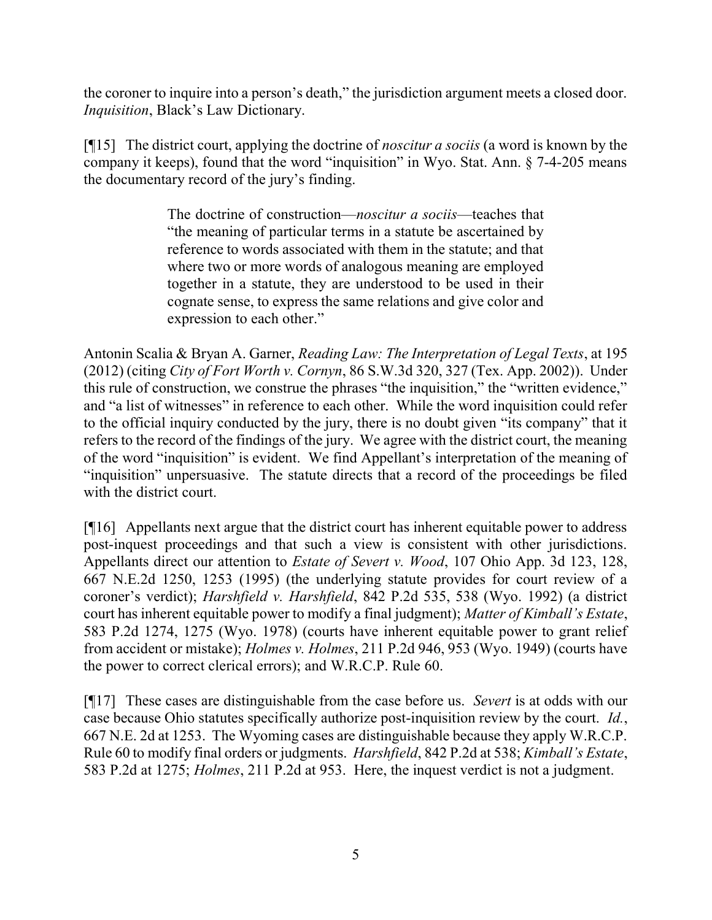the coroner to inquire into a person's death," the jurisdiction argument meets a closed door. *Inquisition*, Black's Law Dictionary.

[¶15] The district court, applying the doctrine of *noscitur a sociis* (a word is known by the company it keeps), found that the word "inquisition" in Wyo. Stat. Ann. § 7-4-205 means the documentary record of the jury's finding.

> The doctrine of construction—*noscitur a sociis*—teaches that "the meaning of particular terms in a statute be ascertained by reference to words associated with them in the statute; and that where two or more words of analogous meaning are employed together in a statute, they are understood to be used in their cognate sense, to express the same relations and give color and expression to each other."

Antonin Scalia & Bryan A. Garner, *Reading Law: The Interpretation of Legal Texts*, at 195 (2012) (citing *City of Fort Worth v. Cornyn*, 86 S.W.3d 320, 327 (Tex. App. 2002)). Under this rule of construction, we construe the phrases "the inquisition," the "written evidence," and "a list of witnesses" in reference to each other. While the word inquisition could refer to the official inquiry conducted by the jury, there is no doubt given "its company" that it refers to the record of the findings of the jury. We agree with the district court, the meaning of the word "inquisition" is evident. We find Appellant's interpretation of the meaning of "inquisition" unpersuasive. The statute directs that a record of the proceedings be filed with the district court.

[¶16] Appellants next argue that the district court has inherent equitable power to address post-inquest proceedings and that such a view is consistent with other jurisdictions. Appellants direct our attention to *Estate of Severt v. Wood*, 107 Ohio App. 3d 123, 128, 667 N.E.2d 1250, 1253 (1995) (the underlying statute provides for court review of a coroner's verdict); *Harshfield v. Harshfield*, 842 P.2d 535, 538 (Wyo. 1992) (a district court has inherent equitable power to modify a final judgment); *Matter of Kimball's Estate*, 583 P.2d 1274, 1275 (Wyo. 1978) (courts have inherent equitable power to grant relief from accident or mistake); *Holmes v. Holmes*, 211 P.2d 946, 953 (Wyo. 1949) (courts have the power to correct clerical errors); and W.R.C.P. Rule 60.

[¶17] These cases are distinguishable from the case before us. *Severt* is at odds with our case because Ohio statutes specifically authorize post-inquisition review by the court. *Id.*, 667 N.E. 2d at 1253. The Wyoming cases are distinguishable because they apply W.R.C.P. Rule 60 to modify final orders or judgments. *Harshfield*, 842 P.2d at 538; *Kimball's Estate*, 583 P.2d at 1275; *Holmes*, 211 P.2d at 953. Here, the inquest verdict is not a judgment.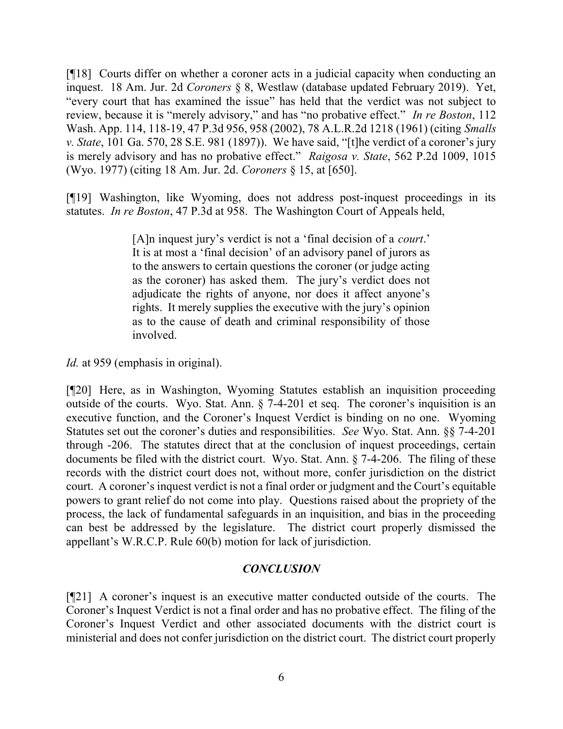[¶18] Courts differ on whether a coroner acts in a judicial capacity when conducting an inquest. 18 Am. Jur. 2d *Coroners* § 8, Westlaw (database updated February 2019). Yet, "every court that has examined the issue" has held that the verdict was not subject to review, because it is "merely advisory," and has "no probative effect." *In re Boston*, 112 Wash. App. 114, 118-19, 47 P.3d 956, 958 (2002), 78 A.L.R.2d 1218 (1961) (citing *Smalls v. State*, 101 Ga. 570, 28 S.E. 981 (1897)). We have said, "[t]he verdict of a coroner's jury is merely advisory and has no probative effect." *Raigosa v. State*, 562 P.2d 1009, 1015 (Wyo. 1977) (citing 18 Am. Jur. 2d. *Coroners* § 15, at [650].

[¶19] Washington, like Wyoming, does not address post-inquest proceedings in its statutes. *In re Boston*, 47 P.3d at 958. The Washington Court of Appeals held,

> [A]n inquest jury's verdict is not a 'final decision of a *court*.' It is at most a 'final decision' of an advisory panel of jurors as to the answers to certain questions the coroner (or judge acting as the coroner) has asked them. The jury's verdict does not adjudicate the rights of anyone, nor does it affect anyone's rights. It merely supplies the executive with the jury's opinion as to the cause of death and criminal responsibility of those involved.

*Id.* at 959 (emphasis in original).

[¶20] Here, as in Washington, Wyoming Statutes establish an inquisition proceeding outside of the courts. Wyo. Stat. Ann. § 7-4-201 et seq. The coroner's inquisition is an executive function, and the Coroner's Inquest Verdict is binding on no one. Wyoming Statutes set out the coroner's duties and responsibilities. *See* Wyo. Stat. Ann. §§ 7-4-201 through -206. The statutes direct that at the conclusion of inquest proceedings, certain documents be filed with the district court. Wyo. Stat. Ann. § 7-4-206. The filing of these records with the district court does not, without more, confer jurisdiction on the district court. A coroner's inquest verdict is not a final order or judgment and the Court's equitable powers to grant relief do not come into play. Questions raised about the propriety of the process, the lack of fundamental safeguards in an inquisition, and bias in the proceeding can best be addressed by the legislature. The district court properly dismissed the appellant's W.R.C.P. Rule 60(b) motion for lack of jurisdiction.

## *CONCLUSION*

[¶21] A coroner's inquest is an executive matter conducted outside of the courts. The Coroner's Inquest Verdict is not a final order and has no probative effect. The filing of the Coroner's Inquest Verdict and other associated documents with the district court is ministerial and does not confer jurisdiction on the district court. The district court properly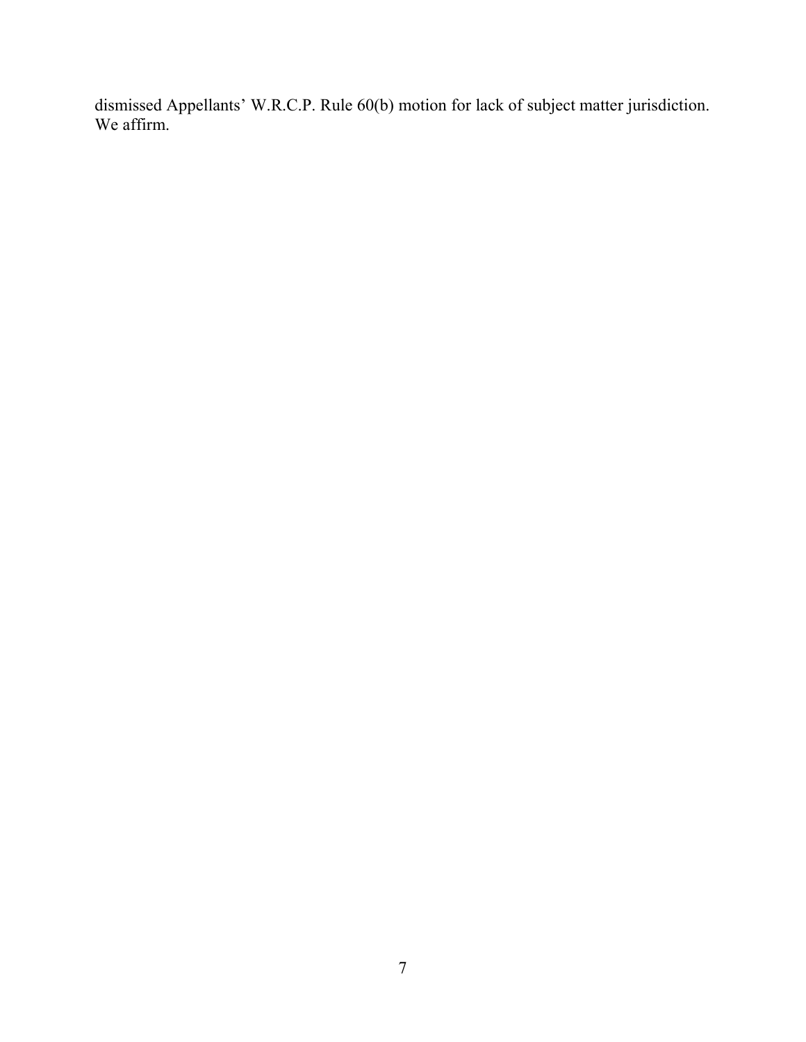dismissed Appellants' W.R.C.P. Rule 60(b) motion for lack of subject matter jurisdiction. We affirm.